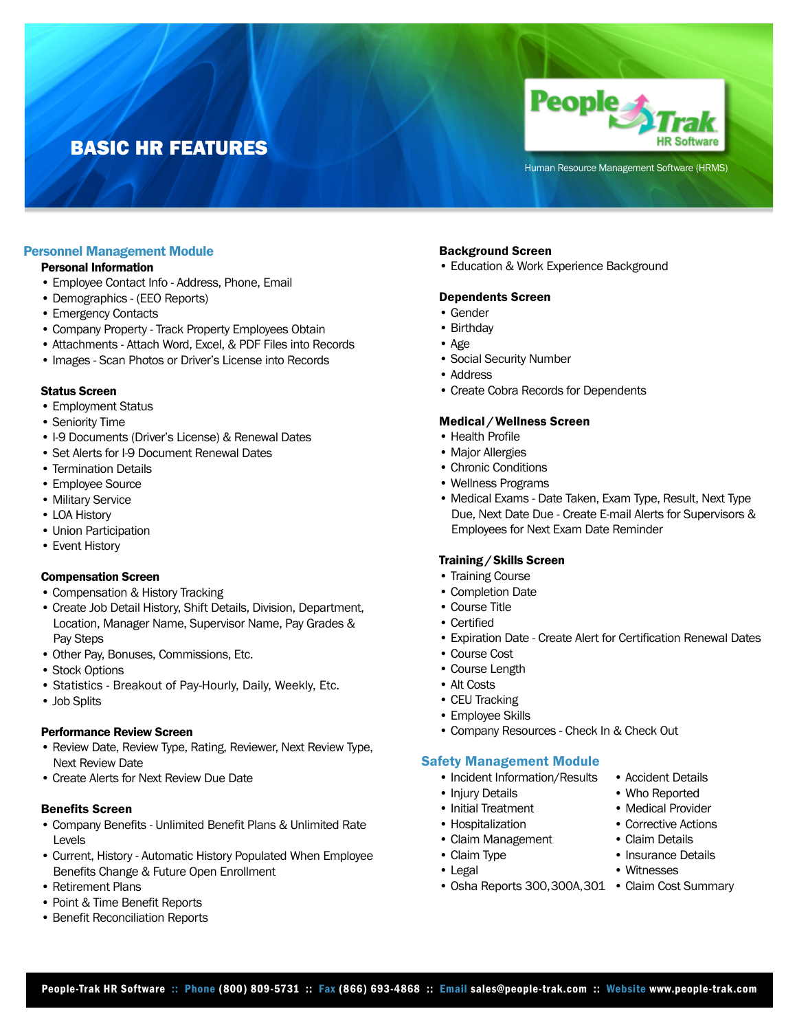# BASIC HR FEATURES

People Trak HR Software

Human Resource Management Software (HRMS)

## Personnel Management Module

### Personal Information

- Employee Contact Info - Address, Phone, Email
- Demographics - (EEO Reports)
- Emergency Contacts
- Company Property - Track Property Employees Obtain
- Attachments - Attach Word, Excel, & PDF Files into Records
- Images - Scan Photos or Driver's License into Records

### Status Screen

- Employment Status
- Seniority Time
- I-9 Documents (Driver's License) & Renewal Dates
- Set Alerts for I-9 Document Renewal Dates
- Termination Details
- Employee Source
- Military Service
- LOA History
- Union Participation
- Event History

### Compensation Screen

- Compensation & History Tracking
- Create Job Detail History, Shift Details, Division, Department, Location, Manager Name, Supervisor Name, Pay Grades & Pay Steps
- Other Pay, Bonuses, Commissions, Etc.
- Stock Options
- Statistics - Breakout of Pay-Hourly, Daily, Weekly, Etc.
- Job Splits

### Performance Review Screen

- Review Date, Review Type, Rating, Reviewer, Next Review Type, Next Review Date
- Create Alerts for Next Review Due Date

### Benefits Screen

- Company Benefits - Unlimited Benefit Plans & Unlimited Rate Levels
- Current, History - Automatic History Populated When Employee Benefits Change & Future Open Enrollment
- Retirement Plans
- Point & Time Benefit Reports
- Benefit Reconciliation Reports

### Background Screen

- Education & Work Experience Background

### Dependents Screen

- Gender
- Birthday
- Age
- Social Security Number
- Address
- Create Cobra Records for Dependents

### Medical / Wellness Screen

- Health Profile
- Major Allergies
- Chronic Conditions
- Wellness Programs
- Medical Exams - Date Taken, Exam Type, Result, Next Type Due, Next Date Due - Create E-mail Alerts for Supervisors & Employees for Next Exam Date Reminder

### Training / Skills Screen

- Training Course
- Completion Date
- Course Title
- Certified
- Expiration Date - Create Alert for Certification Renewal Dates
- Course Cost
- Course Length
- Alt Costs
- CEU Tracking
- Employee Skills
- Company Resources - Check In & Check Out

## Safety Management Module

- Incident Information/Results
- Injury Details
- Initial Treatment
- Hospitalization
- Claim Management
- Claim Type
- Legal
- Osha Reports 300, 300A, 301
- Accident Details
- Who Reported
- Medical Provider
- Corrective Actions
- Claim Details
- Insurance Details
- Witnesses
- Claim Cost Summary

**People-Trak HR Software** :: **Phone** (800) 809-5731 :: **Fax** (866) 693-4868 :: **Email** sales@people-trak.com :: **Website** www.people-trak.com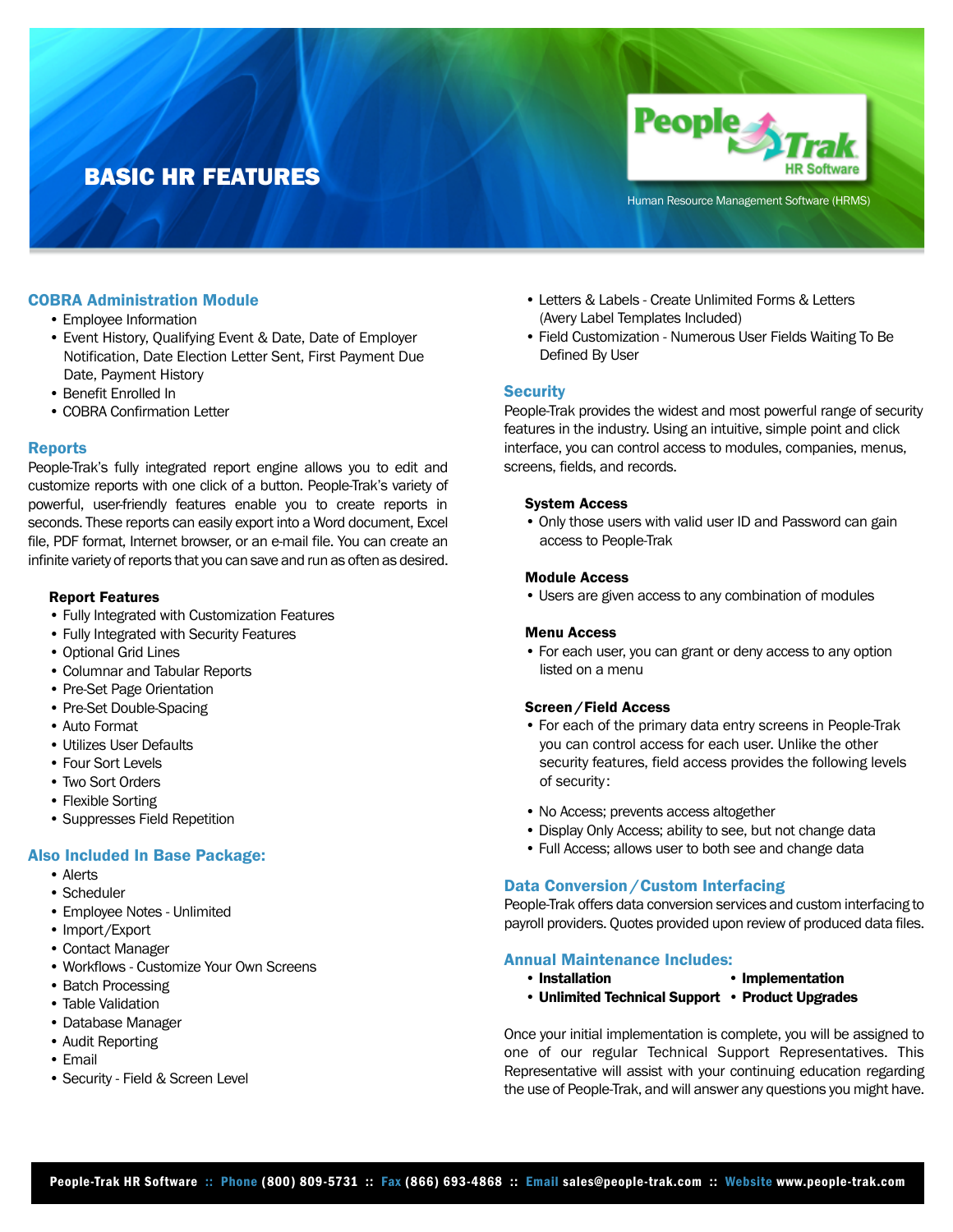# BASIC HR FEATURES

People-Trak HR Software

Human Resource Management Software (HRMS)

## COBRA Administration Module

- Employee Information
- Event History, Qualifying Event & Date, Date of Employer Notification, Date Election Letter Sent, First Payment Due Date, Payment History
- Benefit Enrolled In
- COBRA Confirmation Letter

## Reports

People-Trak's fully integrated report engine allows you to edit and customize reports with one click of a button. People-Trak's variety of powerful, user-friendly features enable you to create reports in seconds. These reports can easily export into a Word document, Excel file, PDF format, Internet browser, or an e-mail file. You can create an infinite variety of reports that you can save and run as often as desired.

### Report Features

- Fully Integrated with Customization Features
- Fully Integrated with Security Features
- Optional Grid Lines
- Columnar and Tabular Reports
- Pre-Set Page Orientation
- Pre-Set Double-Spacing
- Auto Format
- Utilizes User Defaults
- Four Sort Levels
- Two Sort Orders
- Flexible Sorting
- Suppresses Field Repetition

## Also Included In Base Package:

- Alerts
- Scheduler
- Employee Notes - Unlimited
- Import/Export
- Contact Manager
- Workflows - Customize Your Own Screens
- Batch Processing
- Table Validation
- Database Manager
- Audit Reporting
- Email
- Security - Field & Screen Level
- Letters & Labels - Create Unlimited Forms & Letters (Avery Label Templates Included)
- Field Customization - Numerous User Fields Waiting To Be Defined By User

## Security

People-Trak provides the widest and most powerful range of security features in the industry. Using an intuitive, simple point and click interface, you can control access to modules, companies, menus, screens, fields, and records.

### System Access

- Only those users with valid user ID and Password can gain access to People-Trak

### Module Access

- Users are given access to any combination of modules

### Menu Access

- For each user, you can grant or deny access to any option listed on a menu

### Screen / Field Access

- For each of the primary data entry screens in People-Trak you can control access for each user. Unlike the other security features, field access provides the following levels of security:

- No Access; prevents access altogether
- Display Only Access; ability to see, but not change data
- Full Access; allows user to both see and change data

## Data Conversion / Custom Interfacing

People-Trak offers data conversion services and custom interfacing to payroll providers. Quotes provided upon review of produced data files.

## Annual Maintenance Includes:

- **Installation**
- **Implementation**
- **Unlimited Technical Support**
- **Product Upgrades**

Once your initial implementation is complete, you will be assigned to one of our regular Technical Support Representatives. This Representative will assist with your continuing education regarding the use of People-Trak, and will answer any questions you might have.

**People-Trak HR Software :: Phone (800) 809-5731 :: Fax (866) 693-4868 :: Email sales@people-trak.com :: Website www.people-trak.com**